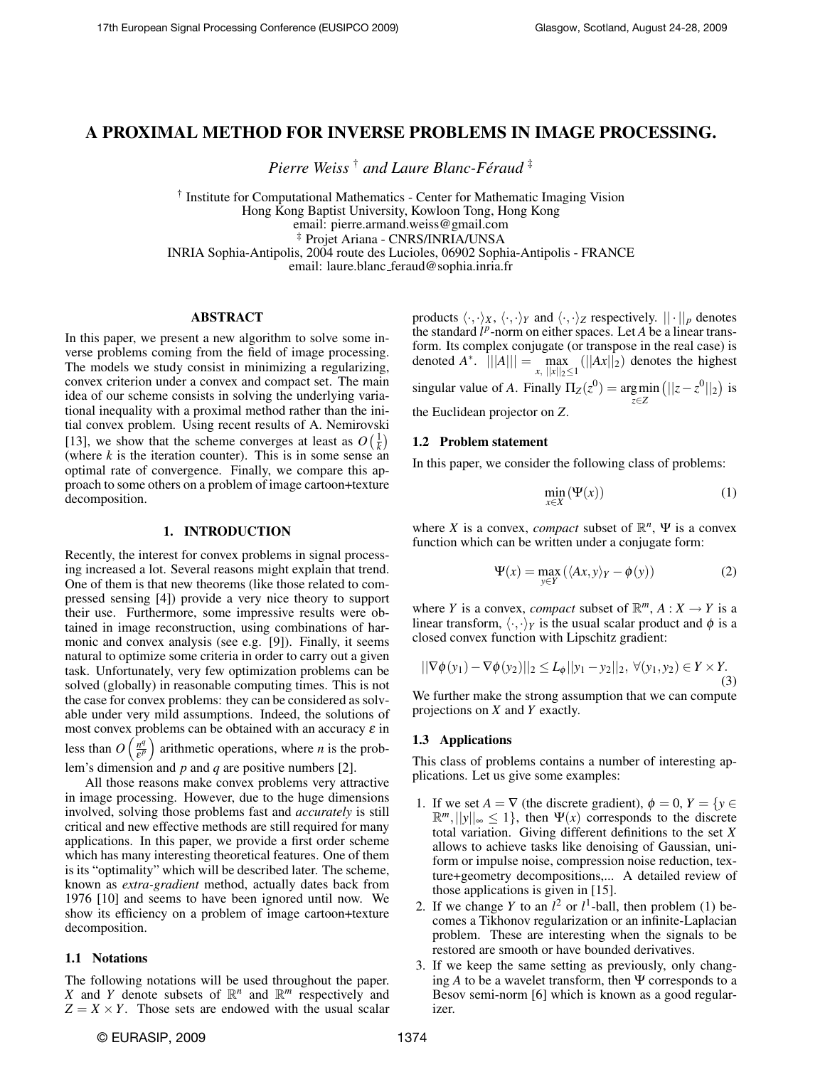# A PROXIMAL METHOD FOR INVERSE PROBLEMS IN IMAGE PROCESSING.

*Pierre Weiss* [†] *and Laure Blanc-Féraud* [‡]

[†] Institute for Computational Mathematics - Center for Mathematic Imaging Vision
Hong Kong Baptist University, Kowloon Tong, Hong Kong
email: pierre.armand.weiss@gmail.com
[‡] Projet Ariana - CNRS/INRIA/UNSA
INRIA Sophia-Antipolis, 2004 route des Lucioles, 06902 Sophia-Antipolis - FRANCE
email: laure.blanc_feraud@sophia.inria.fr

## ABSTRACT

In this paper, we present a new algorithm to solve some inverse problems coming from the field of image processing. The models we study consist in minimizing a regularizing, convex criterion under a convex and compact set. The main idea of our scheme consists in solving the underlying variational inequality with a proximal method rather than the initial convex problem. Using recent results of A. Nemirovski [13], we show that the scheme converges at least as $O\left(\frac{1}{k}\right)$ (where $k$ is the iteration counter). This is in some sense an optimal rate of convergence. Finally, we compare this approach to some others on a problem of image cartoon+texture decomposition.

## 1. INTRODUCTION

Recently, the interest for convex problems in signal processing increased a lot. Several reasons might explain that trend. One of them is that new theorems (like those related to compressed sensing [4]) provide a very nice theory to support their use. Furthermore, some impressive results were obtained in image reconstruction, using combinations of harmonic and convex analysis (see e.g. [9]). Finally, it seems natural to optimize some criteria in order to carry out a given task. Unfortunately, very few optimization problems can be solved (globally) in reasonable computing times. This is not the case for convex problems: they can be considered as solvable under very mild assumptions. Indeed, the solutions of most convex problems can be obtained with an accuracy $\varepsilon$ in less than $O\left(\frac{n^q}{\varepsilon^p}\right)$ arithmetic operations, where $n$ is the problem's dimension and $p$ and $q$ are positive numbers [2].

All those reasons make convex problems very attractive in image processing. However, due to the huge dimensions involved, solving those problems fast and *accurately* is still critical and new effective methods are still required for many applications. In this paper, we provide a first order scheme which has many interesting theoretical features. One of them is its "optimality" which will be described later. The scheme, known as *extra-gradient* method, actually dates back from 1976 [10] and seems to have been ignored until now. We show its efficiency on a problem of image cartoon+texture decomposition.

### 1.1 Notations

The following notations will be used throughout the paper. $X$ and $Y$ denote subsets of $\mathbb{R}^n$ and $\mathbb{R}^m$ respectively and $Z = X \times Y$. Those sets are endowed with the usual scalar products $\langle\cdot,\cdot\rangle_X$, $\langle\cdot,\cdot\rangle_Y$ and $\langle\cdot,\cdot\rangle_Z$ respectively. $||\cdot||_p$ denotes the standard $l^p$-norm on either spaces. Let $A$ be a linear transform. Its complex conjugate (or transpose in the real case) is denoted $A^*$. $|||A||| = \max_{x,\ ||x||_2 \leq 1}(||Ax||_2)$ denotes the highest singular value of $A$. Finally $\Pi_Z(z^0) = \arg\min_{z\in Z}\left(||z - z^0||_2\right)$ is the Euclidean projector on $Z$.

### 1.2 Problem statement

In this paper, we consider the following class of problems:

$$\min_{x\in X}(\Psi(x)) \tag{1}$$

where $X$ is a convex, *compact* subset of $\mathbb{R}^n$, $\Psi$ is a convex function which can be written under a conjugate form:

$$\Psi(x) = \max_{y\in Y}\left(\langle Ax, y\rangle_Y - \phi(y)\right) \tag{2}$$

where $Y$ is a convex, *compact* subset of $\mathbb{R}^m$, $A : X \to Y$ is a linear transform, $\langle\cdot,\cdot\rangle_Y$ is the usual scalar product and $\phi$ is a closed convex function with Lipschitz gradient:

$$||\nabla\phi(y_1) - \nabla\phi(y_2)||_2 \leq L_\phi ||y_1 - y_2||_2,\ \forall (y_1, y_2) \in Y \times Y. \tag{3}$$

We further make the strong assumption that we can compute projections on $X$ and $Y$ exactly.

### 1.3 Applications

This class of problems contains a number of interesting applications. Let us give some examples:

1. If we set $A = \nabla$ (the discrete gradient), $\phi = 0$, $Y = \{y \in \mathbb{R}^m, ||y||_\infty \leq 1\}$, then $\Psi(x)$ corresponds to the discrete total variation. Giving different definitions to the set $X$ allows to achieve tasks like denoising of Gaussian, uniform or impulse noise, compression noise reduction, texture+geometry decompositions,... A detailed review of those applications is given in [15].
2. If we change $Y$ to an $l^2$ or $l^1$-ball, then problem (1) becomes a Tikhonov regularization or an infinite-Laplacian problem. These are interesting when the signals to be restored are smooth or have bounded derivatives.
3. If we keep the same setting as previously, only changing $A$ to be a wavelet transform, then $\Psi$ corresponds to a Besov semi-norm [6] which is known as a good regularizer.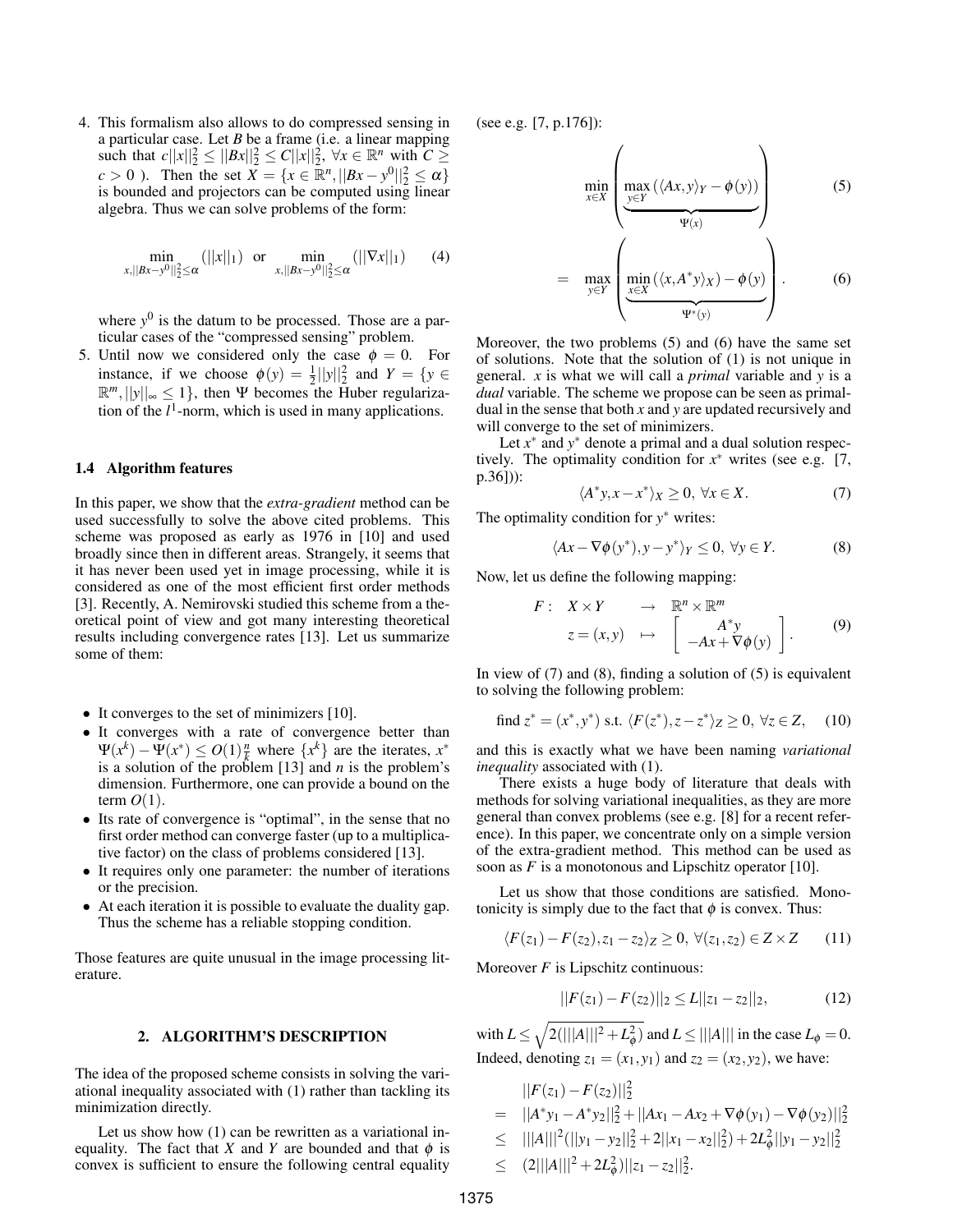4. This formalism also allows to do compressed sensing in a particular case. Let $B$ be a frame (i.e. a linear mapping such that $c||x||_2^2 \leq ||Bx||_2^2 \leq C||x||_2^2,\ \forall x \in \mathbb{R}^n$ with $C \geq c > 0$ ). Then the set $X = \{x \in \mathbb{R}^n, ||Bx - y^0||_2^2 \leq \alpha\}$ is bounded and projectors can be computed using linear algebra. Thus we can solve problems of the form:

$$\min_{x, ||Bx-y^0||_2^2 \leq \alpha} (||x||_1) \quad \text{or} \quad \min_{x, ||Bx-y^0||_2^2 \leq \alpha} (||\nabla x||_1) \tag{4}$$

where $y^0$ is the datum to be processed. Those are a particular cases of the "compressed sensing" problem.

5. Until now we considered only the case $\phi = 0$. For instance, if we choose $\phi(y) = \frac{1}{2}||y||_2^2$ and $Y = \{y \in \mathbb{R}^m, ||y||_\infty \leq 1\}$, then $\Psi$ becomes the Huber regularization of the $l^1$-norm, which is used in many applications.

### 1.4 Algorithm features

In this paper, we show that the *extra-gradient* method can be used successfully to solve the above cited problems. This scheme was proposed as early as 1976 in [10] and used broadly since then in different areas. Strangely, it seems that it has never been used yet in image processing, while it is considered as one of the most efficient first order methods [3]. Recently, A. Nemirovski studied this scheme from a theoretical point of view and got many interesting theoretical results including convergence rates [13]. Let us summarize some of them:

- It converges to the set of minimizers [10].
- It converges with a rate of convergence better than $\Psi(x^k) - \Psi(x^*) \leq O(1)\frac{n}{k}$ where $\{x^k\}$ are the iterates, $x^*$ is a solution of the problem [13] and $n$ is the problem's dimension. Furthermore, one can provide a bound on the term $O(1)$.
- Its rate of convergence is "optimal", in the sense that no first order method can converge faster (up to a multiplicative factor) on the class of problems considered [13].
- It requires only one parameter: the number of iterations or the precision.
- At each iteration it is possible to evaluate the duality gap. Thus the scheme has a reliable stopping condition.

Those features are quite unusual in the image processing literature.

## 2. ALGORITHM'S DESCRIPTION

The idea of the proposed scheme consists in solving the variational inequality associated with (1) rather than tackling its minimization directly.

Let us show how (1) can be rewritten as a variational inequality. The fact that $X$ and $Y$ are bounded and that $\phi$ is convex is sufficient to ensure the following central equality (see e.g. [7, p.176]):

$$\min_{x \in X} \Bigg( \underbrace{\max_{y \in Y} (\langle Ax, y \rangle_Y - \phi(y))}_{\Psi(x)} \Bigg) \tag{5}$$

$$= \max_{y \in Y} \Bigg( \underbrace{\min_{x \in X} (\langle x, A^* y \rangle_X) - \phi(y)}_{\Psi^*(y)} \Bigg). \tag{6}$$

Moreover, the two problems (5) and (6) have the same set of solutions. Note that the solution of (1) is not unique in general. $x$ is what we will call a *primal* variable and $y$ is a *dual* variable. The scheme we propose can be seen as primal-dual in the sense that both $x$ and $y$ are updated recursively and will converge to the set of minimizers.

Let $x^*$ and $y^*$ denote a primal and a dual solution respectively. The optimality condition for $x^*$ writes (see e.g. [7, p.36]):

$$\langle A^* y, x - x^* \rangle_X \geq 0,\ \forall x \in X. \tag{7}$$

The optimality condition for $y^*$ writes:

$$\langle Ax - \nabla\phi(y^*), y - y^* \rangle_Y \leq 0,\ \forall y \in Y. \tag{8}$$

Now, let us define the following mapping:

$$\begin{array}{llll} F: & X \times Y & \rightarrow & \mathbb{R}^n \times \mathbb{R}^m \\ & z = (x, y) & \mapsto & \begin{bmatrix} A^* y \\ -Ax + \nabla\phi(y) \end{bmatrix}. \end{array} \tag{9}$$

In view of (7) and (8), finding a solution of (5) is equivalent to solving the following problem:

$$\text{find } z^* = (x^*, y^*) \text{ s.t. } \langle F(z^*), z - z^* \rangle_Z \geq 0,\ \forall z \in Z, \tag{10}$$

and this is exactly what we have been naming *variational inequality* associated with (1).

There exists a huge body of literature that deals with methods for solving variational inequalities, as they are more general than convex problems (see e.g. [8] for a recent reference). In this paper, we concentrate only on a simple version of the extra-gradient method. This method can be used as soon as $F$ is a monotonous and Lipschitz operator [10].

Let us show that those conditions are satisfied. Monotonicity is simply due to the fact that $\phi$ is convex. Thus:

$$\langle F(z_1) - F(z_2), z_1 - z_2 \rangle_Z \geq 0,\ \forall (z_1, z_2) \in Z \times Z \tag{11}$$

Moreover $F$ is Lipschitz continuous:

$$||F(z_1) - F(z_2)||_2 \leq L||z_1 - z_2||_2, \tag{12}$$

with $L \leq \sqrt{2(|||A|||^2 + L_\phi^2)}$ and $L \leq |||A|||$ in the case $L_\phi = 0$. Indeed, denoting $z_1 = (x_1, y_1)$ and $z_2 = (x_2, y_2)$, we have:

$$\begin{aligned} & ||F(z_1) - F(z_2)||_2^2 \\ = \ & ||A^* y_1 - A^* y_2||_2^2 + ||Ax_1 - Ax_2 + \nabla\phi(y_1) - \nabla\phi(y_2)||_2^2 \\ \leq \ & |||A|||^2(||y_1 - y_2||_2^2 + 2||x_1 - x_2||_2^2) + 2L_\phi^2||y_1 - y_2||_2^2 \\ \leq \ & (2|||A|||^2 + 2L_\phi^2)||z_1 - z_2||_2^2. \end{aligned}$$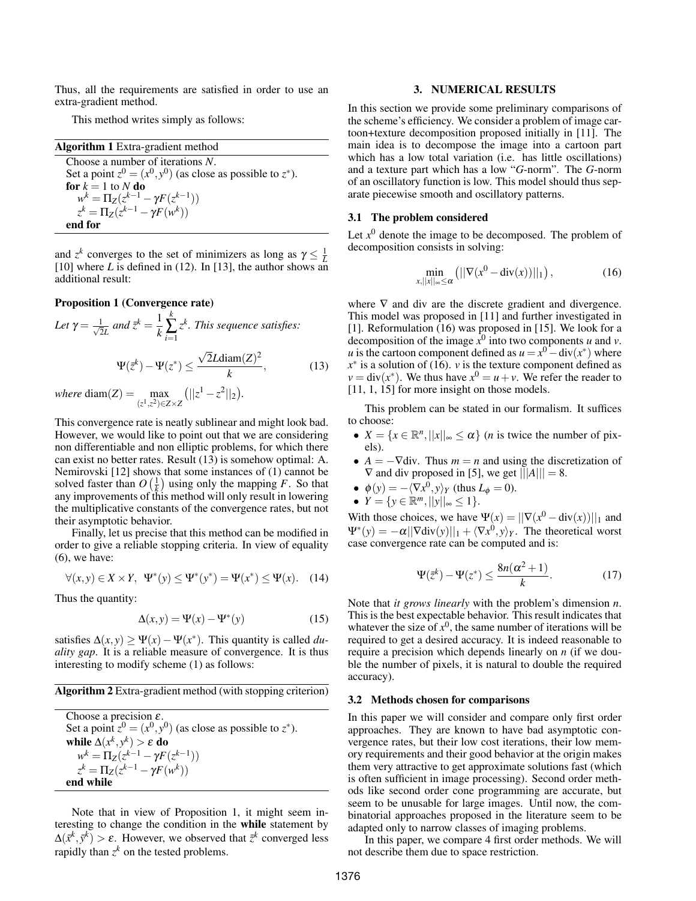Thus, all the requirements are satisfied in order to use an extra-gradient method.

This method writes simply as follows:

**Algorithm 1** Extra-gradient method

```
Choose a number of iterations N.
Set a point z^0 = (x^0, y^0) (as close as possible to z^*).
for k = 1 to N do
    w^k = Π_Z(z^{k-1} − γF(z^{k-1}))
    z^k = Π_Z(z^{k-1} − γF(w^k))
end for
```

and $z^k$ converges to the set of minimizers as long as $\gamma \leq \frac{1}{L}$ [10] where $L$ is defined in (12). In [13], the author shows an additional result:

**Proposition 1 (Convergence rate)**

*Let* $\gamma = \frac{1}{\sqrt{2}L}$ *and* $\bar{z}^k = \frac{1}{k}\sum_{i=1}^{k} z^k$. *This sequence satisfies:*

$$\Psi(\bar{z}^k) - \Psi(z^*) \leq \frac{\sqrt{2}L\text{diam}(Z)^2}{k}, \tag{13}$$

*where* $\text{diam}(Z) = \max_{(z^1,z^2)\in Z\times Z} \left(||z^1 - z^2||_2\right)$.

This convergence rate is neatly sublinear and might look bad. However, we would like to point out that we are considering non differentiable and non elliptic problems, for which there can exist no better rates. Result (13) is somehow optimal: A. Nemirovski [12] shows that some instances of (1) cannot be solved faster than $O\left(\frac{1}{k}\right)$ using only the mapping $F$. So that any improvements of this method will only result in lowering the multiplicative constants of the convergence rates, but not their asymptotic behavior.

Finally, let us precise that this method can be modified in order to give a reliable stopping criteria. In view of equality (6), we have:

$$\forall (x,y) \in X \times Y, \;\; \Psi^*(y) \leq \Psi^*(y^*) = \Psi(x^*) \leq \Psi(x). \tag{14}$$

Thus the quantity:

$$\Delta(x,y) = \Psi(x) - \Psi^*(y) \tag{15}$$

satisfies $\Delta(x,y) \geq \Psi(x) - \Psi(x^*)$. This quantity is called *duality gap*. It is a reliable measure of convergence. It is thus interesting to modify scheme (1) as follows:

**Algorithm 2** Extra-gradient method (with stopping criterion)

```
Choose a precision ε.
Set a point z^0 = (x^0, y^0) (as close as possible to z^*).
while Δ(x^k, y^k) > ε do
    w^k = Π_Z(z^{k-1} − γF(z^{k-1}))
    z^k = Π_Z(z^{k-1} − γF(w^k))
end while
```

Note that in view of Proposition 1, it might seem interesting to change the condition in the **while** statement by $\Delta(\bar{x}^k, \bar{y}^k) > \varepsilon$. However, we observed that $\bar{z}^k$ converged less rapidly than $z^k$ on the tested problems.

## 3. NUMERICAL RESULTS

In this section we provide some preliminary comparisons of the scheme's efficiency. We consider a problem of image cartoon+texture decomposition proposed initially in [11]. The main idea is to decompose the image into a cartoon part which has a low total variation (i.e. has little oscillations) and a texture part which has a low "*G*-norm". The *G*-norm of an oscillatory function is low. This model should thus separate piecewise smooth and oscillatory patterns.

### 3.1 The problem considered

Let $x^0$ denote the image to be decomposed. The problem of decomposition consists in solving:

$$\min_{x, ||x||_\infty \leq \alpha} \left(||\nabla(x^0 - \text{div}(x))||_1\right), \tag{16}$$

where $\nabla$ and div are the discrete gradient and divergence. This model was proposed in [11] and further investigated in [1]. Reformulation (16) was proposed in [15]. We look for a decomposition of the image $x^0$ into two components $u$ and $v$. $u$ is the cartoon component defined as $u = x^0 - \text{div}(x^*)$ where $x^*$ is a solution of (16). $v$ is the texture component defined as $v = \text{div}(x^*)$. We thus have $x^0 = u + v$. We refer the reader to [11, 1, 15] for more insight on those models.

This problem can be stated in our formalism. It suffices to choose:

- $X = \{x \in \mathbb{R}^n, ||x||_\infty \leq \alpha\}$ ($n$ is twice the number of pixels).
- $A = -\nabla\text{div}$. Thus $m = n$ and using the discretization of $\nabla$ and div proposed in [5], we get $|||A||| = 8$.
- $\phi(y) = -\langle \nabla x^0, y\rangle_Y$ (thus $L_\phi = 0$).
- $Y = \{y \in \mathbb{R}^m, ||y||_\infty \leq 1\}$.

With those choices, we have $\Psi(x) = ||\nabla(x^0 - \text{div}(x))||_1$ and $\Psi^*(y) = -\alpha||\nabla\text{div}(y)||_1 + \langle \nabla x^0, y\rangle_Y$. The theoretical worst case convergence rate can be computed and is:

$$\Psi(\bar{z}^k) - \Psi(z^*) \leq \frac{8n(\alpha^2+1)}{k}. \tag{17}$$

Note that *it grows linearly* with the problem's dimension $n$. This is the best expectable behavior. This result indicates that whatever the size of $x^0$, the same number of iterations will be required to get a desired accuracy. It is indeed reasonable to require a precision which depends linearly on $n$ (if we double the number of pixels, it is natural to double the required accuracy).

### 3.2 Methods chosen for comparisons

In this paper we will consider and compare only first order approaches. They are known to have bad asymptotic convergence rates, but their low cost iterations, their low memory requirements and their good behavior at the origin makes them very attractive to get approximate solutions fast (which is often sufficient in image processing). Second order methods like second order cone programming are accurate, but seem to be unusable for large images. Until now, the combinatorial approaches proposed in the literature seem to be adapted only to narrow classes of imaging problems.

In this paper, we compare 4 first order methods. We will not describe them due to space restriction.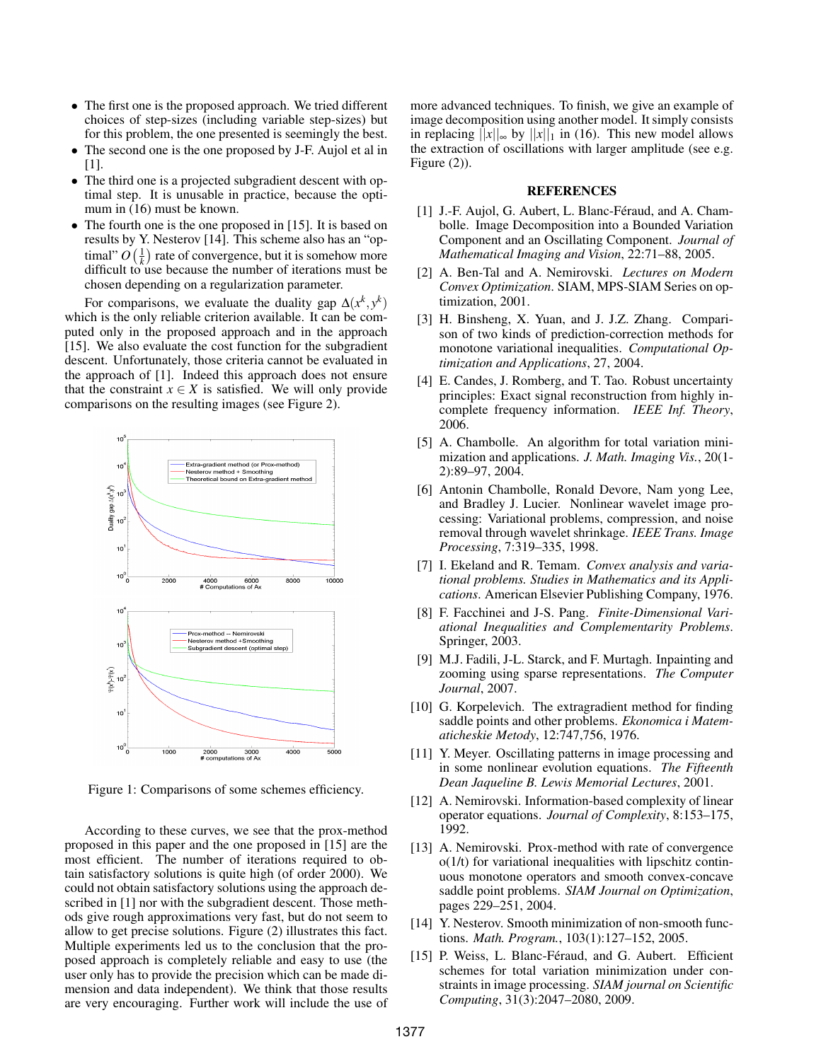- The first one is the proposed approach. We tried different choices of step-sizes (including variable step-sizes) but for this problem, the one presented is seemingly the best.
- The second one is the one proposed by J-F. Aujol et al in [1].
- The third one is a projected subgradient descent with optimal step. It is unusable in practice, because the optimum in (16) must be known.
- The fourth one is the one proposed in [15]. It is based on results by Y. Nesterov [14]. This scheme also has an "optimal" $O\left(\frac{1}{k}\right)$ rate of convergence, but it is somehow more difficult to use because the number of iterations must be chosen depending on a regularization parameter.

For comparisons, we evaluate the duality gap $\Delta(x^k, y^k)$ which is the only reliable criterion available. It can be computed only in the proposed approach and in the approach [15]. We also evaluate the cost function for the subgradient descent. Unfortunately, those criteria cannot be evaluated in the approach of [1]. Indeed this approach does not ensure that the constraint $x \in X$ is satisfied. We will only provide comparisons on the resulting images (see Figure 2).

Figure 1: Comparisons of some schemes efficiency.

According to these curves, we see that the prox-method proposed in this paper and the one proposed in [15] are the most efficient. The number of iterations required to obtain satisfactory solutions is quite high (of order 2000). We could not obtain satisfactory solutions using the approach described in [1] nor with the subgradient descent. Those methods give rough approximations very fast, but do not seem to allow to get precise solutions. Figure (2) illustrates this fact. Multiple experiments led us to the conclusion that the proposed approach is completely reliable and easy to use (the user only has to provide the precision which can be made dimension and data independent). We think that those results are very encouraging. Further work will include the use of more advanced techniques. To finish, we give an example of image decomposition using another model. It simply consists in replacing $||x||_\infty$ by $||x||_1$ in (16). This new model allows the extraction of oscillations with larger amplitude (see e.g. Figure (2)).

## REFERENCES

[1] J.-F. Aujol, G. Aubert, L. Blanc-Féraud, and A. Chambolle. Image Decomposition into a Bounded Variation Component and an Oscillating Component. *Journal of Mathematical Imaging and Vision*, 22:71–88, 2005.

[2] A. Ben-Tal and A. Nemirovski. *Lectures on Modern Convex Optimization*. SIAM, MPS-SIAM Series on optimization, 2001.

[3] H. Binsheng, X. Yuan, and J. J.Z. Zhang. Comparison of two kinds of prediction-correction methods for monotone variational inequalities. *Computational Optimization and Applications*, 27, 2004.

[4] E. Candes, J. Romberg, and T. Tao. Robust uncertainty principles: Exact signal reconstruction from highly incomplete frequency information. *IEEE Inf. Theory*, 2006.

[5] A. Chambolle. An algorithm for total variation minimization and applications. *J. Math. Imaging Vis.*, 20(1-2):89–97, 2004.

[6] Antonin Chambolle, Ronald Devore, Nam yong Lee, and Bradley J. Lucier. Nonlinear wavelet image processing: Variational problems, compression, and noise removal through wavelet shrinkage. *IEEE Trans. Image Processing*, 7:319–335, 1998.

[7] I. Ekeland and R. Temam. *Convex analysis and variational problems. Studies in Mathematics and its Applications*. American Elsevier Publishing Company, 1976.

[8] F. Facchinei and J-S. Pang. *Finite-Dimensional Variational Inequalities and Complementarity Problems*. Springer, 2003.

[9] M.J. Fadili, J-L. Starck, and F. Murtagh. Inpainting and zooming using sparse representations. *The Computer Journal*, 2007.

[10] G. Korpelevich. The extragradient method for finding saddle points and other problems. *Ekonomica i Matematicheskie Metody*, 12:747,756, 1976.

[11] Y. Meyer. Oscillating patterns in image processing and in some nonlinear evolution equations. *The Fifteenth Dean Jaqueline B. Lewis Memorial Lectures*, 2001.

[12] A. Nemirovski. Information-based complexity of linear operator equations. *Journal of Complexity*, 8:153–175, 1992.

[13] A. Nemirovski. Prox-method with rate of convergence o(1/t) for variational inequalities with lipschitz continuous monotone operators and smooth convex-concave saddle point problems. *SIAM Journal on Optimization*, pages 229–251, 2004.

[14] Y. Nesterov. Smooth minimization of non-smooth functions. *Math. Program.*, 103(1):127–152, 2005.

[15] P. Weiss, L. Blanc-Féraud, and G. Aubert. Efficient schemes for total variation minimization under constraints in image processing. *SIAM journal on Scientific Computing*, 31(3):2047–2080, 2009.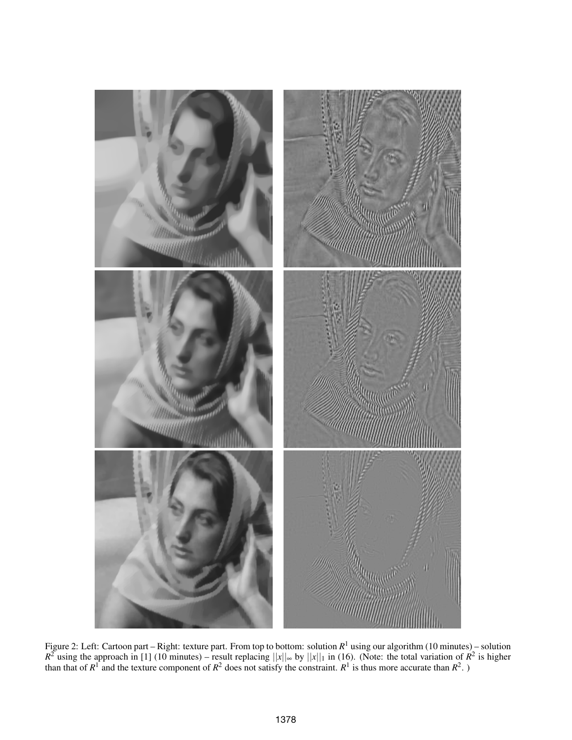Figure 2: Left: Cartoon part – Right: texture part. From top to bottom: solution $R^1$ using our algorithm (10 minutes) – solution $R^2$ using the approach in [1] (10 minutes) – result replacing $||x||_\infty$ by $||x||_1$ in (16). (Note: the total variation of $R^2$ is higher than that of $R^1$ and the texture component of $R^2$ does not satisfy the constraint. $R^1$ is thus more accurate than $R^2$. )